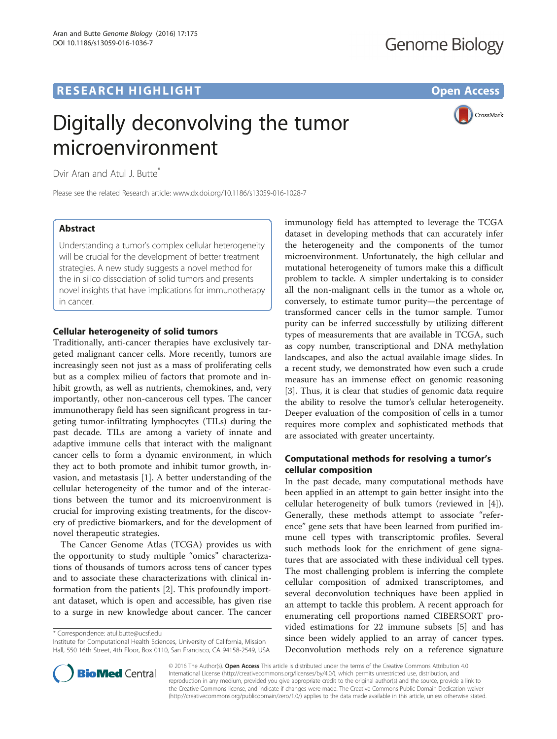## RESEARCH HIGHLIGHT

# Digitally deconvolving the tumor microenvironment

Dvir Aran and Atul J. Butte*

Please see the related Research article: www.dx.doi.org/10.1186/s13059-016-1028-7

### Abstract

Understanding a tumor's complex cellular heterogeneity will be crucial for the development of better treatment strategies. A new study suggests a novel method for the in silico dissociation of solid tumors and presents novel insights that have implications for immunotherapy in cancer.

### Cellular heterogeneity of solid tumors

Traditionally, anti-cancer therapies have exclusively targeted malignant cancer cells. More recently, tumors are increasingly seen not just as a mass of proliferating cells but as a complex milieu of factors that promote and inhibit growth, as well as nutrients, chemokines, and, very importantly, other non-cancerous cell types. The cancer immunotherapy field has seen significant progress in targeting tumor-infiltrating lymphocytes (TILs) during the past decade. TILs are among a variety of innate and adaptive immune cells that interact with the malignant cancer cells to form a dynamic environment, in which they act to both promote and inhibit tumor growth, invasion, and metastasis [1]. A better understanding of the cellular heterogeneity of the tumor and of the interactions between the tumor and its microenvironment is crucial for improving existing treatments, for the discovery of predictive biomarkers, and for the development of novel therapeutic strategies.

The Cancer Genome Atlas (TCGA) provides us with the opportunity to study multiple "omics" characterizations of thousands of tumors across tens of cancer types and to associate these characterizations with clinical information from the patients [2]. This profoundly important dataset, which is open and accessible, has given rise to a surge in new knowledge about cancer. The cancer immunology field has attempted to leverage the TCGA dataset in developing methods that can accurately infer the heterogeneity and the components of the tumor microenvironment. Unfortunately, the high cellular and mutational heterogeneity of tumors make this a difficult problem to tackle. A simpler undertaking is to consider all the non-malignant cells in the tumor as a whole or, conversely, to estimate tumor purity—the percentage of transformed cancer cells in the tumor sample. Tumor purity can be inferred successfully by utilizing different types of measurements that are available in TCGA, such as copy number, transcriptional and DNA methylation landscapes, and also the actual available image slides. In a recent study, we demonstrated how even such a crude measure has an immense effect on genomic reasoning [3]. Thus, it is clear that studies of genomic data require the ability to resolve the tumor's cellular heterogeneity. Deeper evaluation of the composition of cells in a tumor requires more complex and sophisticated methods that are associated with greater uncertainty.

### Computational methods for resolving a tumor's cellular composition

In the past decade, many computational methods have been applied in an attempt to gain better insight into the cellular heterogeneity of bulk tumors (reviewed in [4]). Generally, these methods attempt to associate "reference" gene sets that have been learned from purified immune cell types with transcriptomic profiles. Several such methods look for the enrichment of gene signatures that are associated with these individual cell types. The most challenging problem is inferring the complete cellular composition of admixed transcriptomes, and several deconvolution techniques have been applied in an attempt to tackle this problem. A recent approach for enumerating cell proportions named CIBERSORT provided estimations for 22 immune subsets [5] and has since been widely applied to an array of cancer types. Deconvolution methods rely on a reference signature

\* Correspondence: atul.butte@ucsf.edu
Institute for Computational Health Sciences, University of California, Mission Hall, 550 16th Street, 4th Floor, Box 0110, San Francisco, CA 94158-2549, USA

© 2016 The Author(s). **Open Access** This article is distributed under the terms of the Creative Commons Attribution 4.0 International License (http://creativecommons.org/licenses/by/4.0/), which permits unrestricted use, distribution, and reproduction in any medium, provided you give appropriate credit to the original author(s) and the source, provide a link to the Creative Commons license, and indicate if changes were made. The Creative Commons Public Domain Dedication waiver (http://creativecommons.org/publicdomain/zero/1.0/) applies to the data made available in this article, unless otherwise stated.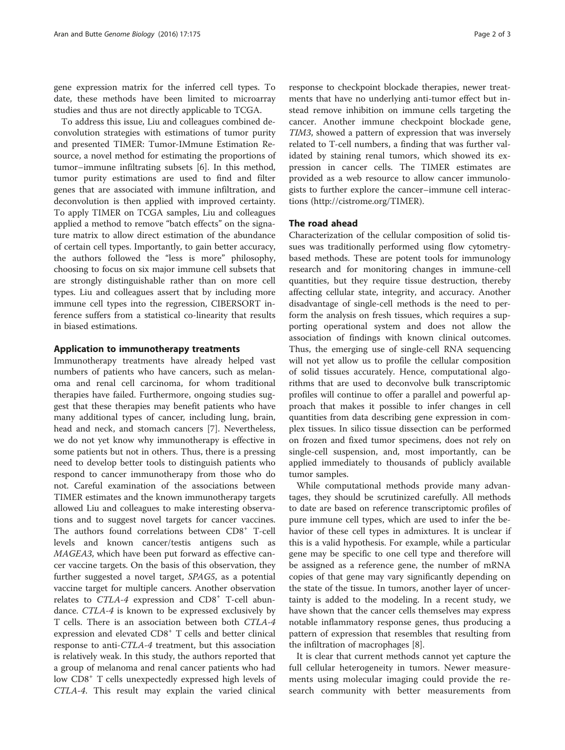gene expression matrix for the inferred cell types. To date, these methods have been limited to microarray studies and thus are not directly applicable to TCGA.

To address this issue, Liu and colleagues combined deconvolution strategies with estimations of tumor purity and presented TIMER: Tumor-IMmune Estimation Resource, a novel method for estimating the proportions of tumor–immune infiltrating subsets [6]. In this method, tumor purity estimations are used to find and filter genes that are associated with immune infiltration, and deconvolution is then applied with improved certainty. To apply TIMER on TCGA samples, Liu and colleagues applied a method to remove "batch effects" on the signature matrix to allow direct estimation of the abundance of certain cell types. Importantly, to gain better accuracy, the authors followed the "less is more" philosophy, choosing to focus on six major immune cell subsets that are strongly distinguishable rather than on more cell types. Liu and colleagues assert that by including more immune cell types into the regression, CIBERSORT inference suffers from a statistical co-linearity that results in biased estimations.

## Application to immunotherapy treatments

Immunotherapy treatments have already helped vast numbers of patients who have cancers, such as melanoma and renal cell carcinoma, for whom traditional therapies have failed. Furthermore, ongoing studies suggest that these therapies may benefit patients who have many additional types of cancer, including lung, brain, head and neck, and stomach cancers [7]. Nevertheless, we do not yet know why immunotherapy is effective in some patients but not in others. Thus, there is a pressing need to develop better tools to distinguish patients who respond to cancer immunotherapy from those who do not. Careful examination of the associations between TIMER estimates and the known immunotherapy targets allowed Liu and colleagues to make interesting observations and to suggest novel targets for cancer vaccines. The authors found correlations between $CD8^+$ T-cell levels and known cancer/testis antigens such as *MAGEA3*, which have been put forward as effective cancer vaccine targets. On the basis of this observation, they further suggested a novel target, *SPAG5*, as a potential vaccine target for multiple cancers. Another observation relates to *CTLA-4* expression and $CD8^+$ T-cell abundance. *CTLA-4* is known to be expressed exclusively by T cells. There is an association between both *CTLA-4* expression and elevated $CD8^+$ T cells and better clinical response to anti-*CTLA-4* treatment, but this association is relatively weak. In this study, the authors reported that a group of melanoma and renal cancer patients who had low $CD8^+$ T cells unexpectedly expressed high levels of *CTLA-4*. This result may explain the varied clinical response to checkpoint blockade therapies, newer treatments that have no underlying anti-tumor effect but instead remove inhibition on immune cells targeting the cancer. Another immune checkpoint blockade gene, *TIM3*, showed a pattern of expression that was inversely related to T-cell numbers, a finding that was further validated by staining renal tumors, which showed its expression in cancer cells. The TIMER estimates are provided as a web resource to allow cancer immunologists to further explore the cancer–immune cell interactions (http://cistrome.org/TIMER).

## The road ahead

Characterization of the cellular composition of solid tissues was traditionally performed using flow cytometry-based methods. These are potent tools for immunology research and for monitoring changes in immune-cell quantities, but they require tissue destruction, thereby affecting cellular state, integrity, and accuracy. Another disadvantage of single-cell methods is the need to perform the analysis on fresh tissues, which requires a supporting operational system and does not allow the association of findings with known clinical outcomes. Thus, the emerging use of single-cell RNA sequencing will not yet allow us to profile the cellular composition of solid tissues accurately. Hence, computational algorithms that are used to deconvolve bulk transcriptomic profiles will continue to offer a parallel and powerful approach that makes it possible to infer changes in cell quantities from data describing gene expression in complex tissues. In silico tissue dissection can be performed on frozen and fixed tumor specimens, does not rely on single-cell suspension, and, most importantly, can be applied immediately to thousands of publicly available tumor samples.

While computational methods provide many advantages, they should be scrutinized carefully. All methods to date are based on reference transcriptomic profiles of pure immune cell types, which are used to infer the behavior of these cell types in admixtures. It is unclear if this is a valid hypothesis. For example, while a particular gene may be specific to one cell type and therefore will be assigned as a reference gene, the number of mRNA copies of that gene may vary significantly depending on the state of the tissue. In tumors, another layer of uncertainty is added to the modeling. In a recent study, we have shown that the cancer cells themselves may express notable inflammatory response genes, thus producing a pattern of expression that resembles that resulting from the infiltration of macrophages [8].

It is clear that current methods cannot yet capture the full cellular heterogeneity in tumors. Newer measurements using molecular imaging could provide the research community with better measurements from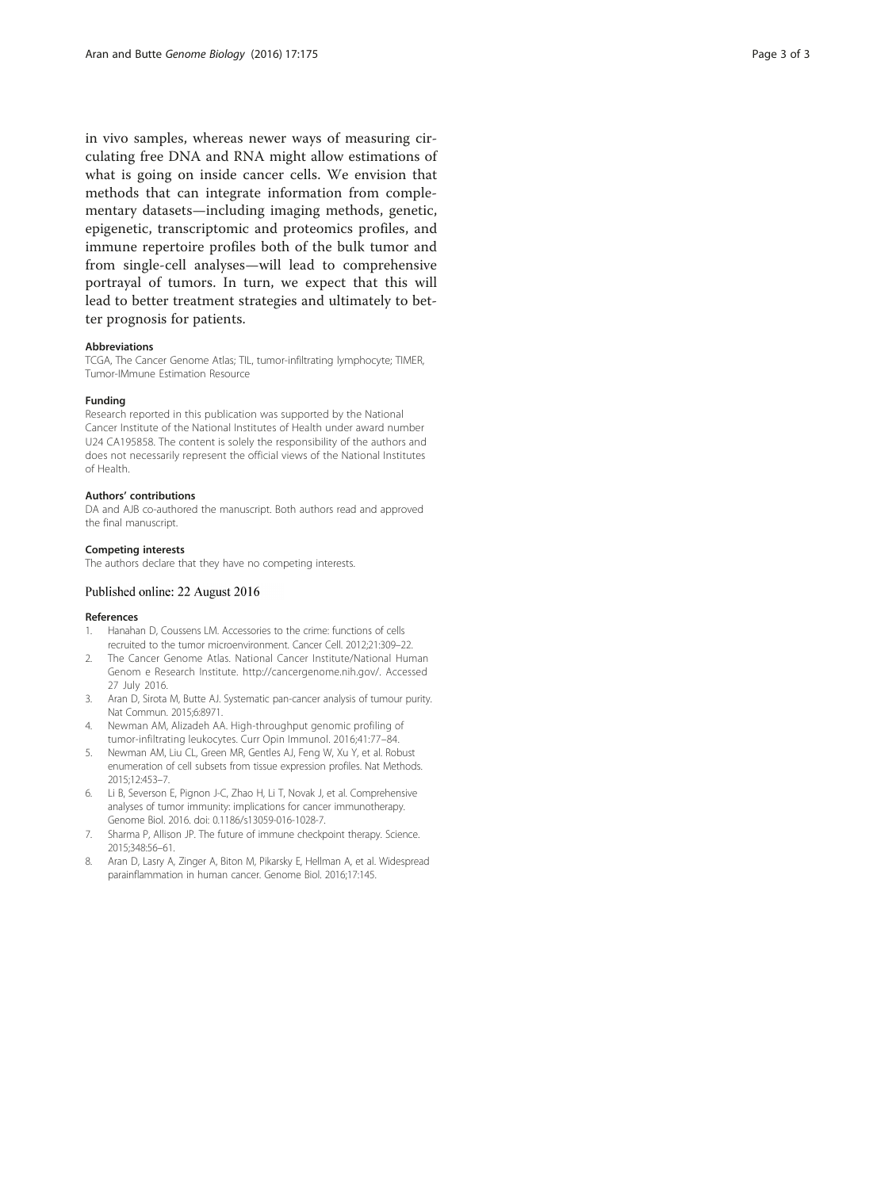in vivo samples, whereas newer ways of measuring circulating free DNA and RNA might allow estimations of what is going on inside cancer cells. We envision that methods that can integrate information from complementary datasets—including imaging methods, genetic, epigenetic, transcriptomic and proteomics profiles, and immune repertoire profiles both of the bulk tumor and from single-cell analyses—will lead to comprehensive portrayal of tumors. In turn, we expect that this will lead to better treatment strategies and ultimately to better prognosis for patients.

#### Abbreviations

TCGA, The Cancer Genome Atlas; TIL, tumor-infiltrating lymphocyte; TIMER, Tumor-IMmune Estimation Resource

#### Funding

Research reported in this publication was supported by the National Cancer Institute of the National Institutes of Health under award number U24 CA195858. The content is solely the responsibility of the authors and does not necessarily represent the official views of the National Institutes of Health.

#### Authors' contributions

DA and AJB co-authored the manuscript. Both authors read and approved the final manuscript.

#### Competing interests

The authors declare that they have no competing interests.

Published online: 22 August 2016

#### References

1. Hanahan D, Coussens LM. Accessories to the crime: functions of cells recruited to the tumor microenvironment. Cancer Cell. 2012;21:309–22.
2. The Cancer Genome Atlas. National Cancer Institute/National Human Genom e Research Institute. http://cancergenome.nih.gov/. Accessed 27 July 2016.
3. Aran D, Sirota M, Butte AJ. Systematic pan-cancer analysis of tumour purity. Nat Commun. 2015;6:8971.
4. Newman AM, Alizadeh AA. High-throughput genomic profiling of tumor-infiltrating leukocytes. Curr Opin Immunol. 2016;41:77–84.
5. Newman AM, Liu CL, Green MR, Gentles AJ, Feng W, Xu Y, et al. Robust enumeration of cell subsets from tissue expression profiles. Nat Methods. 2015;12:453–7.
6. Li B, Severson E, Pignon J-C, Zhao H, Li T, Novak J, et al. Comprehensive analyses of tumor immunity: implications for cancer immunotherapy. Genome Biol. 2016. doi: 0.1186/s13059-016-1028-7.
7. Sharma P, Allison JP. The future of immune checkpoint therapy. Science. 2015;348:56–61.
8. Aran D, Lasry A, Zinger A, Biton M, Pikarsky E, Hellman A, et al. Widespread parainflammation in human cancer. Genome Biol. 2016;17:145.